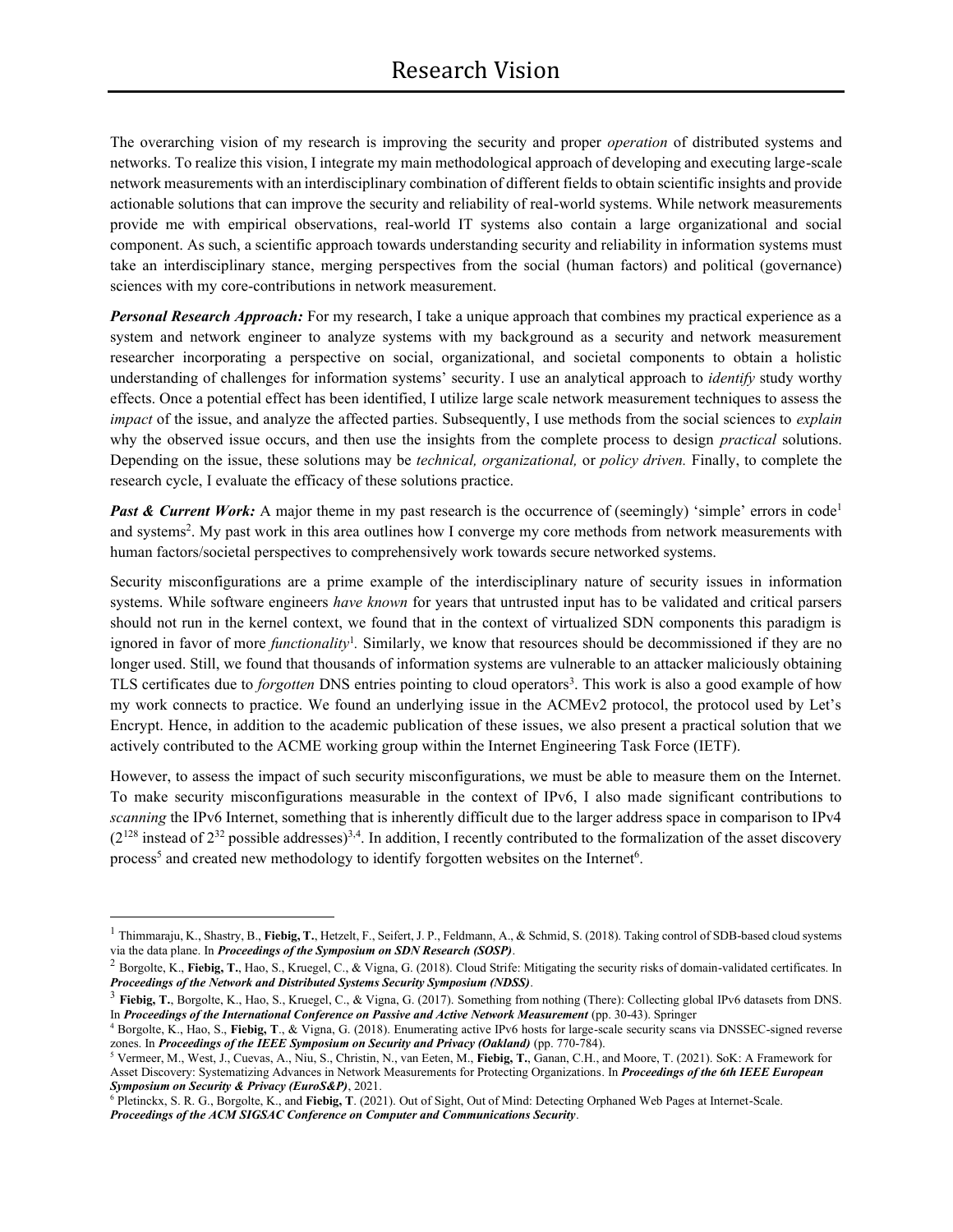# Research Vision

The overarching vision of my research is improving the security and proper *operation* of distributed systems and networks. To realize this vision, I integrate my main methodological approach of developing and executing large-scale network measurements with an interdisciplinary combination of different fields to obtain scientific insights and provide actionable solutions that can improve the security and reliability of real-world systems. While network measurements provide me with empirical observations, real-world IT systems also contain a large organizational and social component. As such, a scientific approach towards understanding security and reliability in information systems must take an interdisciplinary stance, merging perspectives from the social (human factors) and political (governance) sciences with my core-contributions in network measurement.

***Personal Research Approach:*** For my research, I take a unique approach that combines my practical experience as a system and network engineer to analyze systems with my background as a security and network measurement researcher incorporating a perspective on social, organizational, and societal components to obtain a holistic understanding of challenges for information systems' security. I use an analytical approach to *identify* study worthy effects. Once a potential effect has been identified, I utilize large scale network measurement techniques to assess the *impact* of the issue, and analyze the affected parties. Subsequently, I use methods from the social sciences to *explain* why the observed issue occurs, and then use the insights from the complete process to design *practical* solutions. Depending on the issue, these solutions may be *technical, organizational,* or *policy driven.* Finally, to complete the research cycle, I evaluate the efficacy of these solutions practice.

***Past & Current Work:*** A major theme in my past research is the occurrence of (seemingly) 'simple' errors in code[1] and systems[2]. My past work in this area outlines how I converge my core methods from network measurements with human factors/societal perspectives to comprehensively work towards secure networked systems.

Security misconfigurations are a prime example of the interdisciplinary nature of security issues in information systems. While software engineers *have known* for years that untrusted input has to be validated and critical parsers should not run in the kernel context, we found that in the context of virtualized SDN components this paradigm is ignored in favor of more *functionality*[1]. Similarly, we know that resources should be decommissioned if they are no longer used. Still, we found that thousands of information systems are vulnerable to an attacker maliciously obtaining TLS certificates due to *forgotten* DNS entries pointing to cloud operators[3]. This work is also a good example of how my work connects to practice. We found an underlying issue in the ACMEv2 protocol, the protocol used by Let's Encrypt. Hence, in addition to the academic publication of these issues, we also present a practical solution that we actively contributed to the ACME working group within the Internet Engineering Task Force (IETF).

However, to assess the impact of such security misconfigurations, we must be able to measure them on the Internet. To make security misconfigurations measurable in the context of IPv6, I also made significant contributions to *scanning* the IPv6 Internet, something that is inherently difficult due to the larger address space in comparison to IPv4 ($2^{128}$ instead of $2^{32}$ possible addresses)[3,4]. In addition, I recently contributed to the formalization of the asset discovery process[5] and created new methodology to identify forgotten websites on the Internet[6].

---

[1] Thimmaraju, K., Shastry, B., **Fiebig, T.**, Hetzelt, F., Seifert, J. P., Feldmann, A., & Schmid, S. (2018). Taking control of SDB-based cloud systems via the data plane. In ***Proceedings of the Symposium on SDN Research (SOSP)***.

[2] Borgolte, K., **Fiebig, T.**, Hao, S., Kruegel, C., & Vigna, G. (2018). Cloud Strife: Mitigating the security risks of domain-validated certificates. In ***Proceedings of the Network and Distributed Systems Security Symposium (NDSS)***.

[3] **Fiebig, T.**, Borgolte, K., Hao, S., Kruegel, C., & Vigna, G. (2017). Something from nothing (There): Collecting global IPv6 datasets from DNS. In ***Proceedings of the International Conference on Passive and Active Network Measurement*** (pp. 30-43). Springer

[4] Borgolte, K., Hao, S., **Fiebig, T**., & Vigna, G. (2018). Enumerating active IPv6 hosts for large-scale security scans via DNSSEC-signed reverse zones. In ***Proceedings of the IEEE Symposium on Security and Privacy (Oakland)*** (pp. 770-784).

[5] Vermeer, M., West, J., Cuevas, A., Niu, S., Christin, N., van Eeten, M., **Fiebig, T.**, Ganan, C.H., and Moore, T. (2021). SoK: A Framework for Asset Discovery: Systematizing Advances in Network Measurements for Protecting Organizations. In ***Proceedings of the 6th IEEE European Symposium on Security & Privacy (EuroS&P)***, 2021.

[6] Pletinckx, S. R. G., Borgolte, K., and **Fiebig, T**. (2021). Out of Sight, Out of Mind: Detecting Orphaned Web Pages at Internet-Scale. ***Proceedings of the ACM SIGSAC Conference on Computer and Communications Security***.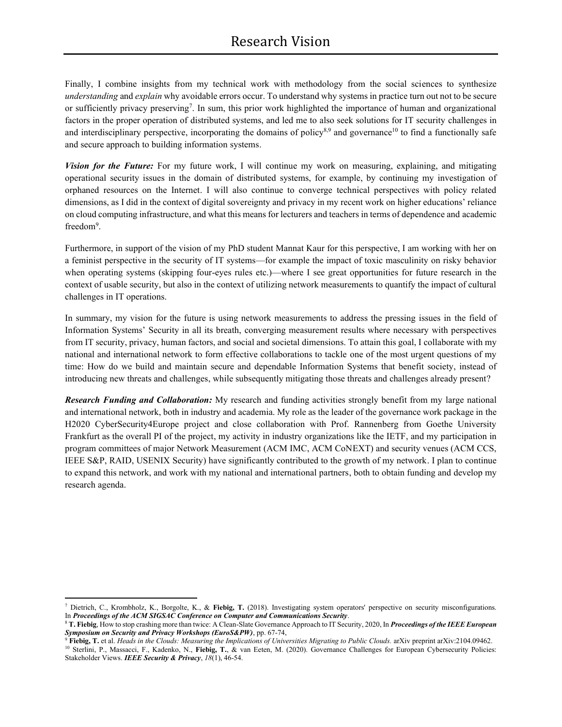# Research Vision

Finally, I combine insights from my technical work with methodology from the social sciences to synthesize *understanding* and *explain* why avoidable errors occur. To understand why systems in practice turn out not to be secure or sufficiently privacy preserving[7]. In sum, this prior work highlighted the importance of human and organizational factors in the proper operation of distributed systems, and led me to also seek solutions for IT security challenges in and interdisciplinary perspective, incorporating the domains of policy[8,9] and governance[10] to find a functionally safe and secure approach to building information systems.

***Vision for the Future:*** For my future work, I will continue my work on measuring, explaining, and mitigating operational security issues in the domain of distributed systems, for example, by continuing my investigation of orphaned resources on the Internet. I will also continue to converge technical perspectives with policy related dimensions, as I did in the context of digital sovereignty and privacy in my recent work on higher educations' reliance on cloud computing infrastructure, and what this means for lecturers and teachers in terms of dependence and academic freedom[9].

Furthermore, in support of the vision of my PhD student Mannat Kaur for this perspective, I am working with her on a feminist perspective in the security of IT systems—for example the impact of toxic masculinity on risky behavior when operating systems (skipping four-eyes rules etc.)—where I see great opportunities for future research in the context of usable security, but also in the context of utilizing network measurements to quantify the impact of cultural challenges in IT operations.

In summary, my vision for the future is using network measurements to address the pressing issues in the field of Information Systems' Security in all its breath, converging measurement results where necessary with perspectives from IT security, privacy, human factors, and social and societal dimensions. To attain this goal, I collaborate with my national and international network to form effective collaborations to tackle one of the most urgent questions of my time: How do we build and maintain secure and dependable Information Systems that benefit society, instead of introducing new threats and challenges, while subsequently mitigating those threats and challenges already present?

***Research Funding and Collaboration:*** My research and funding activities strongly benefit from my large national and international network, both in industry and academia. My role as the leader of the governance work package in the H2020 CyberSecurity4Europe project and close collaboration with Prof. Rannenberg from Goethe University Frankfurt as the overall PI of the project, my activity in industry organizations like the IETF, and my participation in program committees of major Network Measurement (ACM IMC, ACM CoNEXT) and security venues (ACM CCS, IEEE S&P, RAID, USENIX Security) have significantly contributed to the growth of my network. I plan to continue to expand this network, and work with my national and international partners, both to obtain funding and develop my research agenda.

---

[7] Dietrich, C., Krombholz, K., Borgolte, K., & **Fiebig, T.** (2018). Investigating system operators' perspective on security misconfigurations. In ***Proceedings of the ACM SIGSAC Conference on Computer and Communications Security***.

[8] **T. Fiebig**, How to stop crashing more than twice: A Clean-Slate Governance Approach to IT Security, 2020, In ***Proceedings of the IEEE European Symposium on Security and Privacy Workshops (EuroS&PW)***, pp. 67-74,

[9] **Fiebig, T.** et al. *Heads in the Clouds: Measuring the Implications of Universities Migrating to Public Clouds.* arXiv preprint arXiv:2104.09462.

[10] Sterlini, P., Massacci, F., Kadenko, N., **Fiebig, T.**, & van Eeten, M. (2020). Governance Challenges for European Cybersecurity Policies: Stakeholder Views. ***IEEE Security & Privacy***, *18*(1), 46-54.